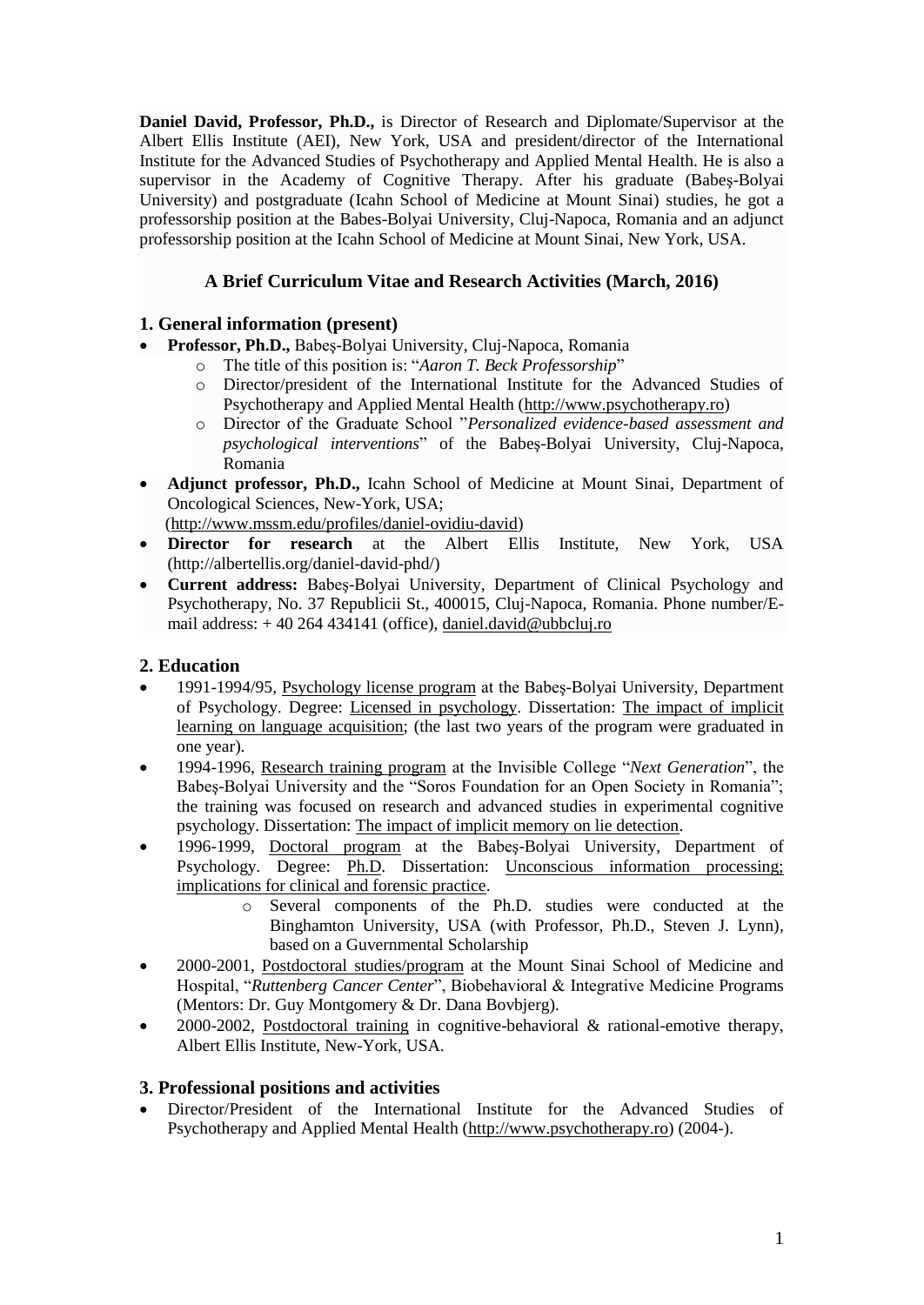**Daniel David, Professor, Ph.D.,** is Director of Research and Diplomate/Supervisor at the Albert Ellis Institute (AEI), New York, USA and president/director of the International Institute for the Advanced Studies of Psychotherapy and Applied Mental Health. He is also a supervisor in the Academy of Cognitive Therapy. After his graduate (Babeş-Bolyai University) and postgraduate (Icahn School of Medicine at Mount Sinai) studies, he got a professorship position at the Babes-Bolyai University, Cluj-Napoca, Romania and an adjunct professorship position at the Icahn School of Medicine at Mount Sinai, New York, USA.

## A Brief Curriculum Vitae and Research Activities (March, 2016)

### 1. General information (present)

- **Professor, Ph.D.,** Babeş-Bolyai University, Cluj-Napoca, Romania
  - The title of this position is: "*Aaron T. Beck Professorship*"
  - Director/president of the International Institute for the Advanced Studies of Psychotherapy and Applied Mental Health (http://www.psychotherapy.ro)
  - Director of the Graduate School "*Personalized evidence-based assessment and psychological interventions*" of the Babeş-Bolyai University, Cluj-Napoca, Romania
- **Adjunct professor, Ph.D.,** Icahn School of Medicine at Mount Sinai, Department of Oncological Sciences, New-York, USA; (http://www.mssm.edu/profiles/daniel-ovidiu-david)
- **Director for research** at the Albert Ellis Institute, New York, USA (http://albertellis.org/daniel-david-phd/)
- **Current address:** Babeş-Bolyai University, Department of Clinical Psychology and Psychotherapy, No. 37 Republicii St., 400015, Cluj-Napoca, Romania. Phone number/E-mail address: + 40 264 434141 (office), daniel.david@ubbcluj.ro

### 2. Education

- 1991-1994/95, Psychology license program at the Babeş-Bolyai University, Department of Psychology. Degree: Licensed in psychology. Dissertation: The impact of implicit learning on language acquisition; (the last two years of the program were graduated in one year).
- 1994-1996, Research training program at the Invisible College "*Next Generation*", the Babeş-Bolyai University and the "Soros Foundation for an Open Society in Romania"; the training was focused on research and advanced studies in experimental cognitive psychology. Dissertation: The impact of implicit memory on lie detection.
- 1996-1999, Doctoral program at the Babeş-Bolyai University, Department of Psychology. Degree: Ph.D. Dissertation: Unconscious information processing; implications for clinical and forensic practice.
  - Several components of the Ph.D. studies were conducted at the Binghamton University, USA (with Professor, Ph.D., Steven J. Lynn), based on a Guvernmental Scholarship
- 2000-2001, Postdoctoral studies/program at the Mount Sinai School of Medicine and Hospital, "*Ruttenberg Cancer Center*", Biobehavioral & Integrative Medicine Programs (Mentors: Dr. Guy Montgomery & Dr. Dana Bovbjerg).
- 2000-2002, Postdoctoral training in cognitive-behavioral & rational-emotive therapy, Albert Ellis Institute, New-York, USA.

### 3. Professional positions and activities

- Director/President of the International Institute for the Advanced Studies of Psychotherapy and Applied Mental Health (http://www.psychotherapy.ro) (2004-).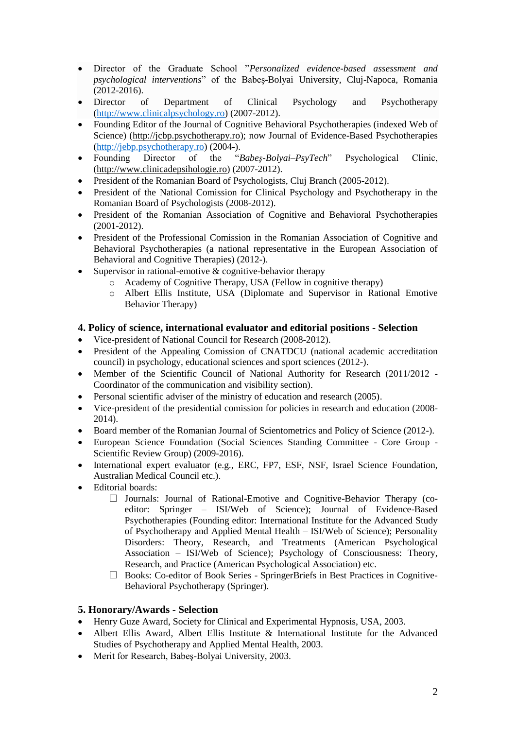- Director of the Graduate School "*Personalized evidence-based assessment and psychological interventions*" of the Babeş-Bolyai University, Cluj-Napoca, Romania (2012-2016).
- Director of Department of Clinical Psychology and Psychotherapy (http://www.clinicalpsychology.ro) (2007-2012).
- Founding Editor of the Journal of Cognitive Behavioral Psychotherapies (indexed Web of Science) (http://jcbp.psychotherapy.ro); now Journal of Evidence-Based Psychotherapies (http://jebp.psychotherapy.ro) (2004-).
- Founding Director of the "*Babeş-Bolyai–PsyTech*" Psychological Clinic, (http://www.clinicadepsihologie.ro) (2007-2012).
- President of the Romanian Board of Psychologists, Cluj Branch (2005-2012).
- President of the National Comission for Clinical Psychology and Psychotherapy in the Romanian Board of Psychologists (2008-2012).
- President of the Romanian Association of Cognitive and Behavioral Psychotherapies (2001-2012).
- President of the Professional Comission in the Romanian Association of Cognitive and Behavioral Psychotherapies (a national representative in the European Association of Behavioral and Cognitive Therapies) (2012-).
- Supervisor in rational-emotive & cognitive-behavior therapy
    - Academy of Cognitive Therapy, USA (Fellow in cognitive therapy)
    - Albert Ellis Institute, USA (Diplomate and Supervisor in Rational Emotive Behavior Therapy)

### 4. Policy of science, international evaluator and editorial positions - Selection

- Vice-president of National Council for Research (2008-2012).
- President of the Appealing Comission of CNATDCU (national academic accreditation council) in psychology, educational sciences and sport sciences (2012-).
- Member of the Scientific Council of National Authority for Research (2011/2012 - Coordinator of the communication and visibility section).
- Personal scientific adviser of the ministry of education and research (2005).
- Vice-president of the presidential comission for policies in research and education (2008-2014).
- Board member of the Romanian Journal of Scientometrics and Policy of Science (2012-).
- European Science Foundation (Social Sciences Standing Committee - Core Group - Scientific Review Group) (2009-2016).
- International expert evaluator (e.g., ERC, FP7, ESF, NSF, Israel Science Foundation, Australian Medical Council etc.).
- Editorial boards:
    - Journals: Journal of Rational-Emotive and Cognitive-Behavior Therapy (co-editor: Springer – ISI/Web of Science); Journal of Evidence-Based Psychotherapies (Founding editor: International Institute for the Advanced Study of Psychotherapy and Applied Mental Health – ISI/Web of Science); Personality Disorders: Theory, Research, and Treatments (American Psychological Association – ISI/Web of Science); Psychology of Consciousness: Theory, Research, and Practice (American Psychological Association) etc.
    - Books: Co-editor of Book Series - SpringerBriefs in Best Practices in Cognitive-Behavioral Psychotherapy (Springer).

### 5. Honorary/Awards - Selection

- Henry Guze Award, Society for Clinical and Experimental Hypnosis, USA, 2003.
- Albert Ellis Award, Albert Ellis Institute & International Institute for the Advanced Studies of Psychotherapy and Applied Mental Health, 2003.
- Merit for Research, Babeş-Bolyai University, 2003.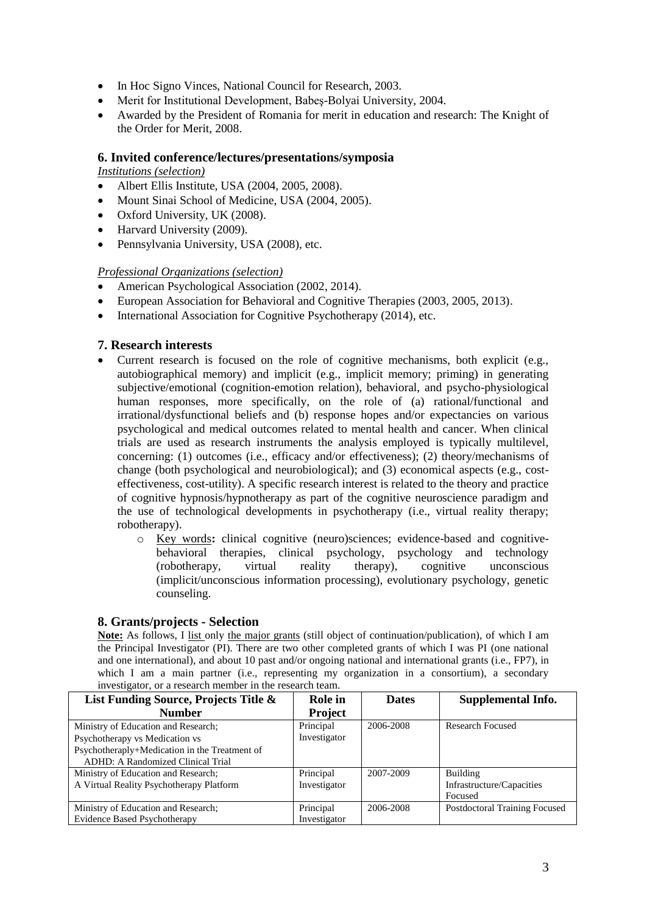- In Hoc Signo Vinces, National Council for Research, 2003.
- Merit for Institutional Development, Babeş-Bolyai University, 2004.
- Awarded by the President of Romania for merit in education and research: The Knight of the Order for Merit, 2008.

### 6. Invited conference/lectures/presentations/symposia

*Institutions (selection)*

- Albert Ellis Institute, USA (2004, 2005, 2008).
- Mount Sinai School of Medicine, USA (2004, 2005).
- Oxford University, UK (2008).
- Harvard University (2009).
- Pennsylvania University, USA (2008), etc.

*Professional Organizations (selection)*

- American Psychological Association (2002, 2014).
- European Association for Behavioral and Cognitive Therapies (2003, 2005, 2013).
- International Association for Cognitive Psychotherapy (2014), etc.

### 7. Research interests

- Current research is focused on the role of cognitive mechanisms, both explicit (e.g., autobiographical memory) and implicit (e.g., implicit memory; priming) in generating subjective/emotional (cognition-emotion relation), behavioral, and psycho-physiological human responses, more specifically, on the role of (a) rational/functional and irrational/dysfunctional beliefs and (b) response hopes and/or expectancies on various psychological and medical outcomes related to mental health and cancer. When clinical trials are used as research instruments the analysis employed is typically multilevel, concerning: (1) outcomes (i.e., efficacy and/or effectiveness); (2) theory/mechanisms of change (both psychological and neurobiological); and (3) economical aspects (e.g., cost-effectiveness, cost-utility). A specific research interest is related to the theory and practice of cognitive hypnosis/hypnotherapy as part of the cognitive neuroscience paradigm and the use of technological developments in psychotherapy (i.e., virtual reality therapy; robotherapy).
    - Key words**:** clinical cognitive (neuro)sciences; evidence-based and cognitive-behavioral therapies, clinical psychology, psychology and technology (robotherapy, virtual reality therapy), cognitive unconscious (implicit/unconscious information processing), evolutionary psychology, genetic counseling.

### 8. Grants/projects - Selection

**Note:** As follows, I list only the major grants (still object of continuation/publication), of which I am the Principal Investigator (PI). There are two other completed grants of which I was PI (one national and one international), and about 10 past and/or ongoing national and international grants (i.e., FP7), in which I am a main partner (i.e., representing my organization in a consortium), a secondary investigator, or a research member in the research team.

| List Funding Source, Projects Title & Number | Role in Project | Dates | Supplemental Info. |
|---|---|---|---|
| Ministry of Education and Research; Psychotherapy vs Medication vs Psychotheraply+Medication in the Treatment of ADHD: A Randomized Clinical Trial | Principal Investigator | 2006-2008 | Research Focused |
| Ministry of Education and Research; A Virtual Reality Psychotherapy Platform | Principal Investigator | 2007-2009 | Building Infrastructure/Capacities Focused |
| Ministry of Education and Research; Evidence Based Psychotherapy | Principal Investigator | 2006-2008 | Postdoctoral Training Focused |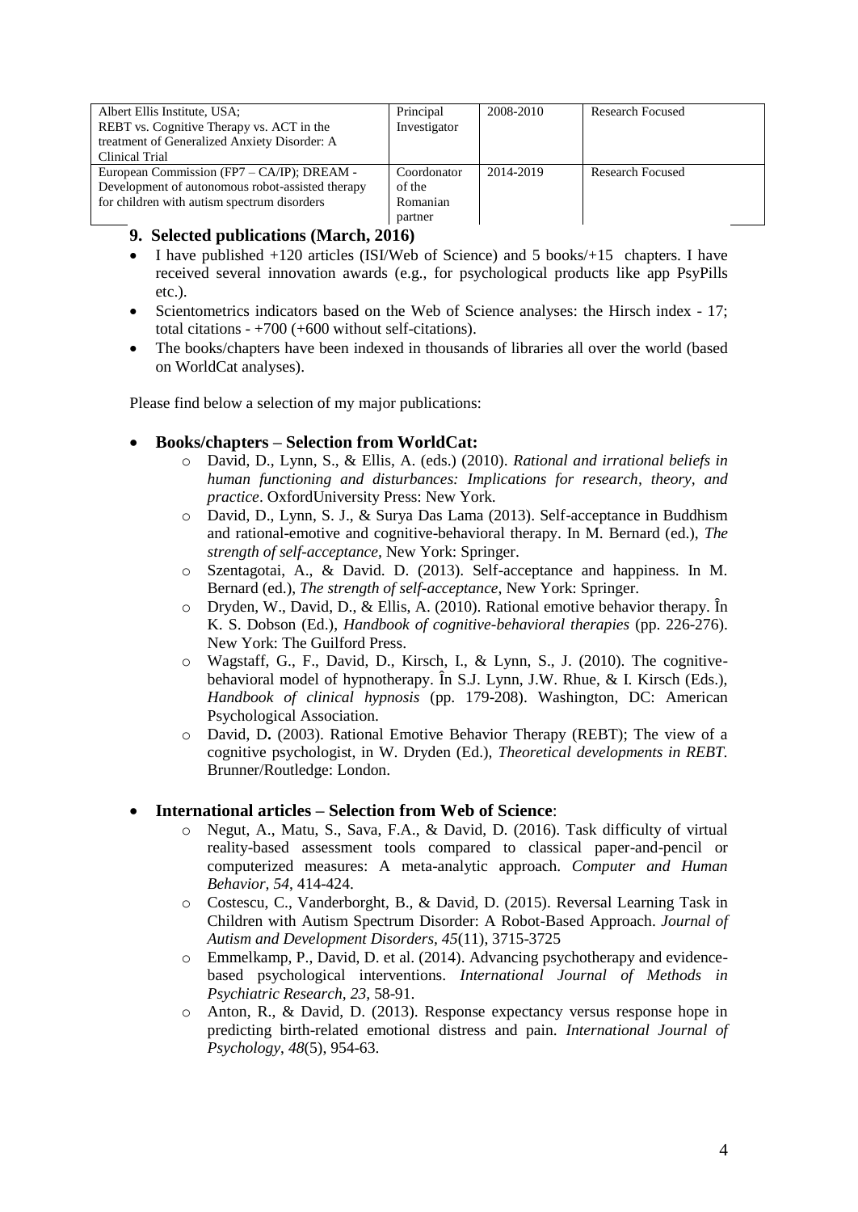| | | | |
|---|---|---|---|
| Albert Ellis Institute, USA; REBT vs. Cognitive Therapy vs. ACT in the treatment of Generalized Anxiety Disorder: A Clinical Trial | Principal Investigator | 2008-2010 | Research Focused |
| European Commission (FP7 – CA/IP); DREAM - Development of autonomous robot-assisted therapy for children with autism spectrum disorders | Coordonator of the Romanian partner | 2014-2019 | Research Focused |

## 9. Selected publications (March, 2016)

- I have published +120 articles (ISI/Web of Science) and 5 books/+15 chapters. I have received several innovation awards (e.g., for psychological products like app PsyPills etc.).
- Scientometrics indicators based on the Web of Science analyses: the Hirsch index - 17; total citations - +700 (+600 without self-citations).
- The books/chapters have been indexed in thousands of libraries all over the world (based on WorldCat analyses).

Please find below a selection of my major publications:

- **Books/chapters – Selection from WorldCat:**
    - David, D., Lynn, S., & Ellis, A. (eds.) (2010). *Rational and irrational beliefs in human functioning and disturbances: Implications for research, theory, and practice*. OxfordUniversity Press: New York.
    - David, D., Lynn, S. J., & Surya Das Lama (2013). Self-acceptance in Buddhism and rational-emotive and cognitive-behavioral therapy. In M. Bernard (ed.), *The strength of self-acceptance,* New York: Springer.
    - Szentagotai, A., & David. D. (2013). Self-acceptance and happiness. In M. Bernard (ed.), *The strength of self-acceptance*, New York: Springer.
    - Dryden, W., David, D., & Ellis, A. (2010). Rational emotive behavior therapy. În K. S. Dobson (Ed.), *Handbook of cognitive-behavioral therapies* (pp. 226-276). New York: The Guilford Press.
    - Wagstaff, G., F., David, D., Kirsch, I., & Lynn, S., J. (2010). The cognitive-behavioral model of hypnotherapy. În S.J. Lynn, J.W. Rhue, & I. Kirsch (Eds.), *Handbook of clinical hypnosis* (pp. 179-208). Washington, DC: American Psychological Association.
    - David, D**.** (2003). Rational Emotive Behavior Therapy (REBT); The view of a cognitive psychologist, in W. Dryden (Ed.), *Theoretical developments in REBT.* Brunner/Routledge: London.

- **International articles – Selection from Web of Science**:
    - Negut, A., Matu, S., Sava, F.A., & David, D. (2016). Task difficulty of virtual reality-based assessment tools compared to classical paper-and-pencil or computerized measures: A meta-analytic approach. *Computer and Human Behavior, 54*, 414-424.
    - Costescu, C., Vanderborght, B., & David, D. (2015). Reversal Learning Task in Children with Autism Spectrum Disorder: A Robot-Based Approach. *Journal of Autism and Development Disorders, 45*(11), 3715-3725
    - Emmelkamp, P., David, D. et al. (2014). Advancing psychotherapy and evidence-based psychological interventions. *International Journal of Methods in Psychiatric Research, 23,* 58-91.
    - Anton, R., & David, D. (2013). Response expectancy versus response hope in predicting birth-related emotional distress and pain. *International Journal of Psychology*, *48*(5), 954-63.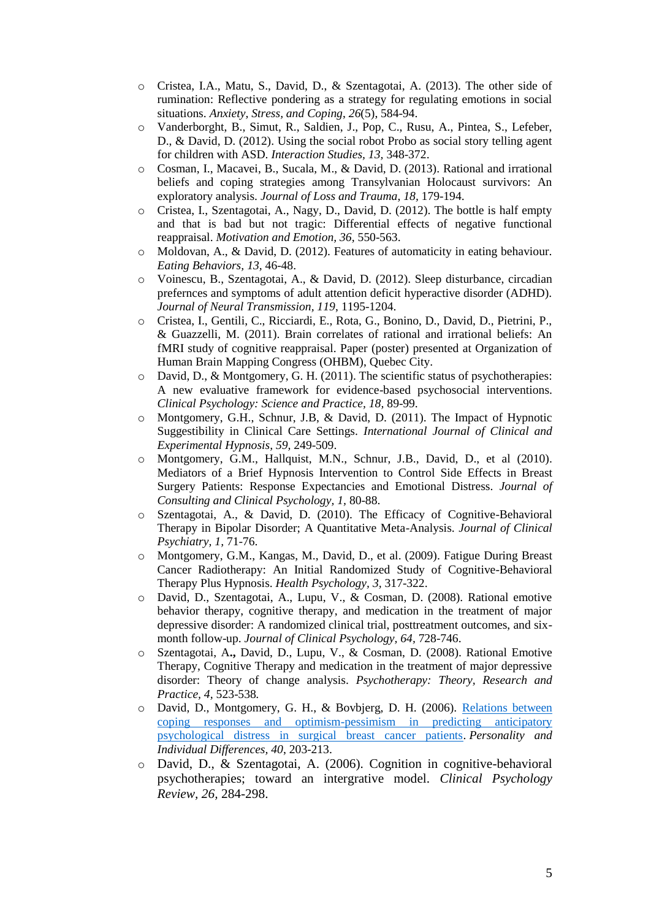- Cristea, I.A., Matu, S., David, D., & Szentagotai, A. (2013). The other side of rumination: Reflective pondering as a strategy for regulating emotions in social situations. *Anxiety, Stress, and Coping, 26*(5), 584-94.
- Vanderborght, B., Simut, R., Saldien, J., Pop, C., Rusu, A., Pintea, S., Lefeber, D., & David, D. (2012). Using the social robot Probo as social story telling agent for children with ASD. *Interaction Studies, 13,* 348-372.
- Cosman, I., Macavei, B., Sucala, M., & David, D. (2013). Rational and irrational beliefs and coping strategies among Transylvanian Holocaust survivors: An exploratory analysis. *Journal of Loss and Trauma, 18*, 179-194.
- Cristea, I., Szentagotai, A., Nagy, D., David, D. (2012). The bottle is half empty and that is bad but not tragic: Differential effects of negative functional reappraisal. *Motivation and Emotion, 36*, 550-563.
- Moldovan, A., & David, D. (2012). Features of automaticity in eating behaviour. *Eating Behaviors, 13*, 46-48.
- Voinescu, B., Szentagotai, A., & David, D. (2012). Sleep disturbance, circadian prefernces and symptoms of adult attention deficit hyperactive disorder (ADHD). *Journal of Neural Transmission, 119*, 1195-1204.
- Cristea, I., Gentili, C., Ricciardi, E., Rota, G., Bonino, D., David, D., Pietrini, P., & Guazzelli, M. (2011). Brain correlates of rational and irrational beliefs: An fMRI study of cognitive reappraisal. Paper (poster) presented at Organization of Human Brain Mapping Congress (OHBM), Quebec City.
- David, D., & Montgomery, G. H. (2011). The scientific status of psychotherapies: A new evaluative framework for evidence-based psychosocial interventions. *Clinical Psychology: Science and Practice, 18,* 89-99.
- Montgomery, G.H., Schnur, J.B, & David, D. (2011). The Impact of Hypnotic Suggestibility in Clinical Care Settings. *International Journal of Clinical and Experimental Hypnosis, 59,* 249-509.
- Montgomery, G.M., Hallquist, M.N., Schnur, J.B., David, D., et al (2010). Mediators of a Brief Hypnosis Intervention to Control Side Effects in Breast Surgery Patients: Response Expectancies and Emotional Distress. *Journal of Consulting and Clinical Psychology, 1*, 80-88.
- Szentagotai, A., & David, D. (2010). The Efficacy of Cognitive-Behavioral Therapy in Bipolar Disorder; A Quantitative Meta-Analysis. *Journal of Clinical Psychiatry, 1*, 71-76.
- Montgomery, G.M., Kangas, M., David, D., et al. (2009). Fatigue During Breast Cancer Radiotherapy: An Initial Randomized Study of Cognitive-Behavioral Therapy Plus Hypnosis. *Health Psychology, 3*, 317-322.
- David, D., Szentagotai, A., Lupu, V., & Cosman, D. (2008). Rational emotive behavior therapy, cognitive therapy, and medication in the treatment of major depressive disorder: A randomized clinical trial, posttreatment outcomes, and six-month follow-up. *Journal of Clinical Psychology, 64,* 728-746.
- Szentagotai, A**.,** David, D., Lupu, V., & Cosman, D. (2008). Rational Emotive Therapy, Cognitive Therapy and medication in the treatment of major depressive disorder: Theory of change analysis. *Psychotherapy: Theory, Research and Practice, 4,* 523-538*.*
- David, D., Montgomery, G. H., & Bovbjerg, D. H. (2006). Relations between coping responses and optimism-pessimism in predicting anticipatory psychological distress in surgical breast cancer patients. *Personality and Individual Differences, 40*, 203-213.
- David, D., & Szentagotai, A. (2006). Cognition in cognitive-behavioral psychotherapies; toward an intergrative model. *Clinical Psychology Review, 26,* 284-298.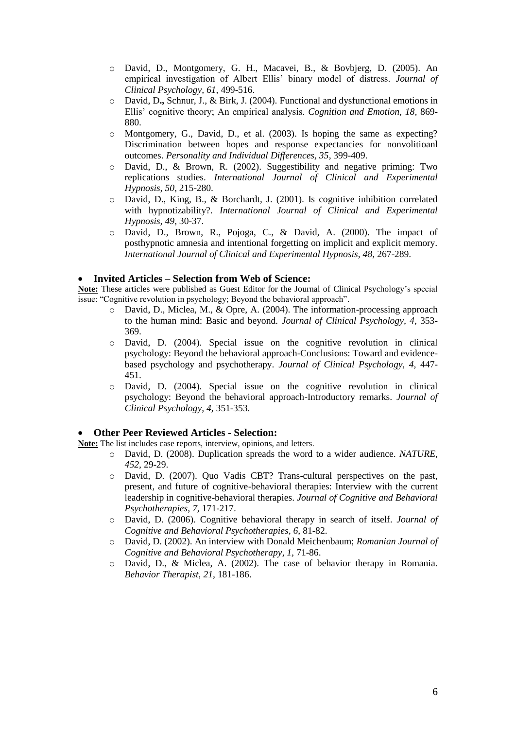- David, D., Montgomery, G. H., Macavei, B., & Bovbjerg, D. (2005). An empirical investigation of Albert Ellis' binary model of distress. *Journal of Clinical Psychology, 61,* 499-516.
- David, D**.,** Schnur, J., & Birk, J. (2004). Functional and dysfunctional emotions in Ellis' cognitive theory; An empirical analysis. *Cognition and Emotion, 18,* 869-880.
- Montgomery, G., David, D., et al. (2003). Is hoping the same as expecting? Discrimination between hopes and response expectancies for nonvolitioanl outcomes. *Personality and Individual Differences, 35*, 399-409.
- David, D., & Brown, R. (2002). Suggestibility and negative priming: Two replications studies. *International Journal of Clinical and Experimental Hypnosis, 50*, 215-280.
- David, D., King, B., & Borchardt, J. (2001). Is cognitive inhibition correlated with hypnotizability?. *International Journal of Clinical and Experimental Hypnosis, 49,* 30-37.
- David, D., Brown, R., Pojoga, C., & David, A. (2000). The impact of posthypnotic amnesia and intentional forgetting on implicit and explicit memory. *International Journal of Clinical and Experimental Hypnosis, 48,* 267-289.

- **Invited Articles – Selection from Web of Science:**

**Note:** These articles were published as Guest Editor for the Journal of Clinical Psychology's special issue: "Cognitive revolution in psychology; Beyond the behavioral approach".

- David, D., Miclea, M., & Opre, A. (2004). The information-processing approach to the human mind: Basic and beyond. *Journal of Clinical Psychology, 4*, 353-369.
- David, D. (2004). Special issue on the cognitive revolution in clinical psychology: Beyond the behavioral approach-Conclusions: Toward and evidence-based psychology and psychotherapy. *Journal of Clinical Psychology, 4,* 447-451.
- David, D. (2004). Special issue on the cognitive revolution in clinical psychology: Beyond the behavioral approach-Introductory remarks. *Journal of Clinical Psychology, 4,* 351-353.

- **Other Peer Reviewed Articles - Selection:**

**Note:** The list includes case reports, interview, opinions, and letters.

- David, D. (2008). Duplication spreads the word to a wider audience. *NATURE, 452,* 29-29.
- David, D. (2007). Quo Vadis CBT? Trans-cultural perspectives on the past, present, and future of cognitive-behavioral therapies: Interview with the current leadership in cognitive-behavioral therapies. *Journal of Cognitive and Behavioral Psychotherapies, 7*, 171-217.
- David, D. (2006). Cognitive behavioral therapy in search of itself. *Journal of Cognitive and Behavioral Psychotherapies, 6,* 81-82.
- David, D. (2002). An interview with Donald Meichenbaum; *Romanian Journal of Cognitive and Behavioral Psychotherapy, 1,* 71-86.
- David, D., & Miclea, A. (2002). The case of behavior therapy in Romania. *Behavior Therapist, 21,* 181-186.